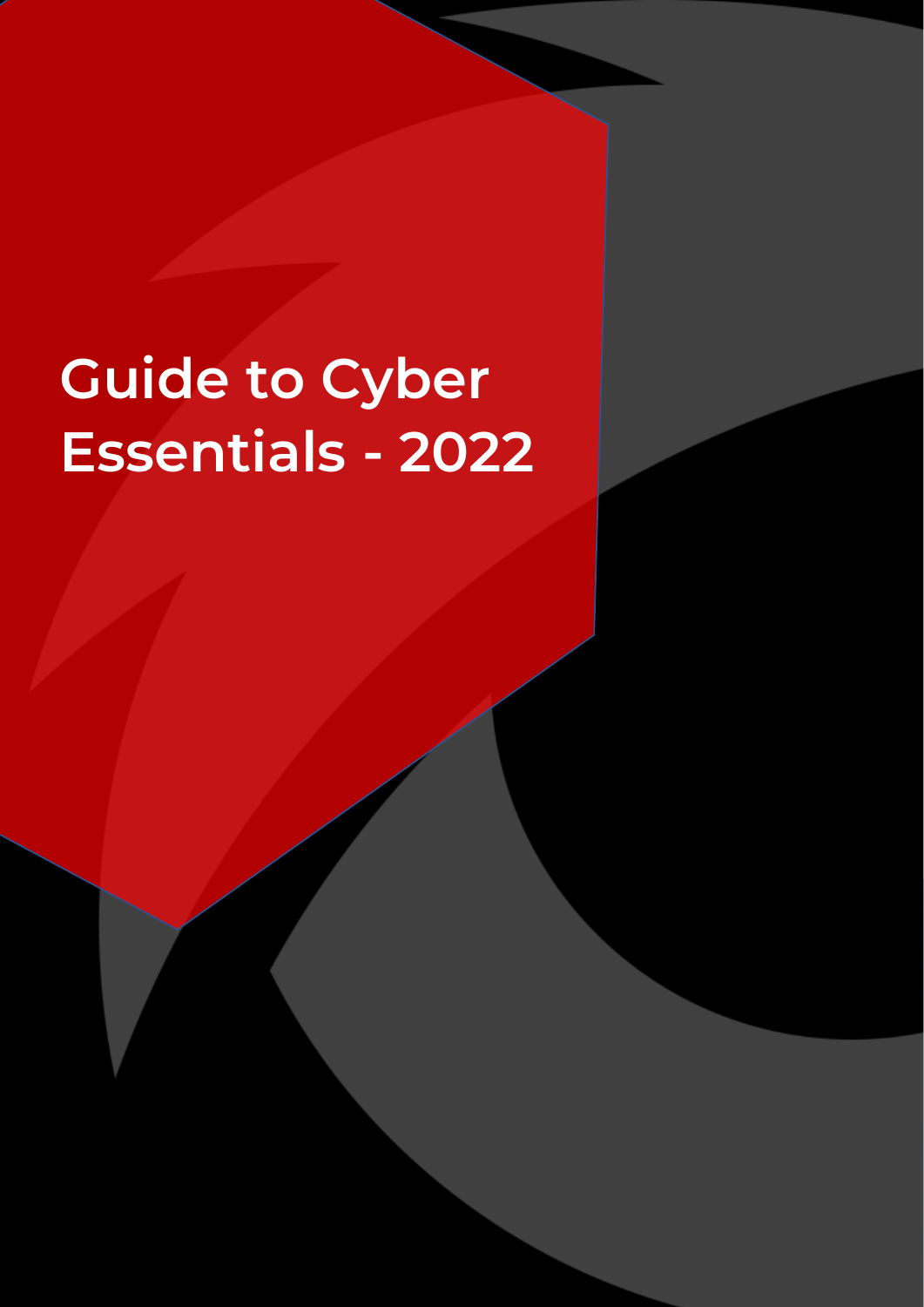# Guide to Cyber Essentials - 2022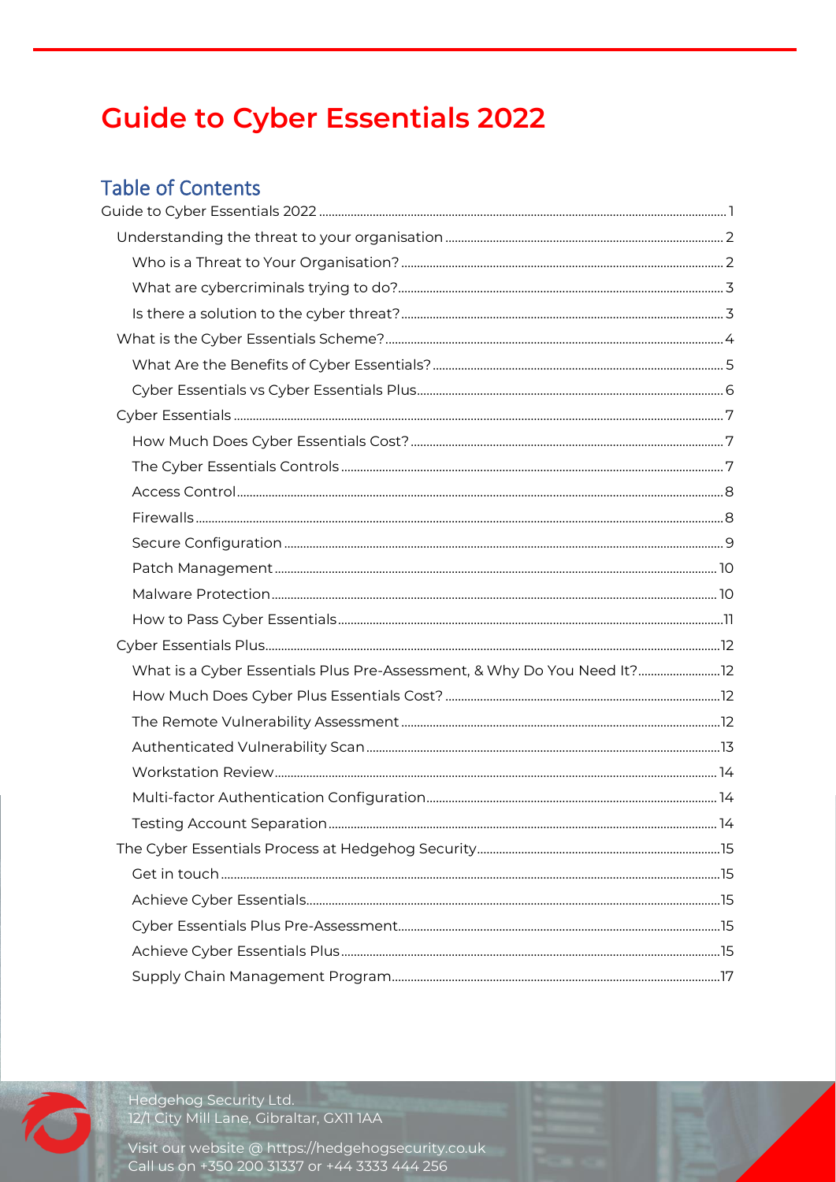# Guide to Cyber Essentials 2022

## Table of Contents

- Guide to Cyber Essentials 2022 ..... 1
  - Understanding the threat to your organisation ..... 2
    - Who is a Threat to Your Organisation? ..... 2
    - What are cybercriminals trying to do? ..... 3
    - Is there a solution to the cyber threat? ..... 3
  - What is the Cyber Essentials Scheme? ..... 4
    - What Are the Benefits of Cyber Essentials? ..... 5
    - Cyber Essentials vs Cyber Essentials Plus ..... 6
  - Cyber Essentials ..... 7
    - How Much Does Cyber Essentials Cost? ..... 7
    - The Cyber Essentials Controls ..... 7
    - Access Control ..... 8
    - Firewalls ..... 8
    - Secure Configuration ..... 9
    - Patch Management ..... 10
    - Malware Protection ..... 10
    - How to Pass Cyber Essentials ..... 11
  - Cyber Essentials Plus ..... 12
    - What is a Cyber Essentials Plus Pre-Assessment, & Why Do You Need It? ..... 12
    - How Much Does Cyber Plus Essentials Cost? ..... 12
    - The Remote Vulnerability Assessment ..... 12
    - Authenticated Vulnerability Scan ..... 13
    - Workstation Review ..... 14
    - Multi-factor Authentication Configuration ..... 14
    - Testing Account Separation ..... 14
  - The Cyber Essentials Process at Hedgehog Security ..... 15
    - Get in touch ..... 15
    - Achieve Cyber Essentials ..... 15
    - Cyber Essentials Plus Pre-Assessment ..... 15
    - Achieve Cyber Essentials Plus ..... 15
    - Supply Chain Management Program ..... 17

Hedgehog Security Ltd.
12/1 City Mill Lane, Gibraltar, GX11 1AA

Visit our website @ https://hedgehogsecurity.co.uk
Call us on +350 200 31337 or +44 3333 444 256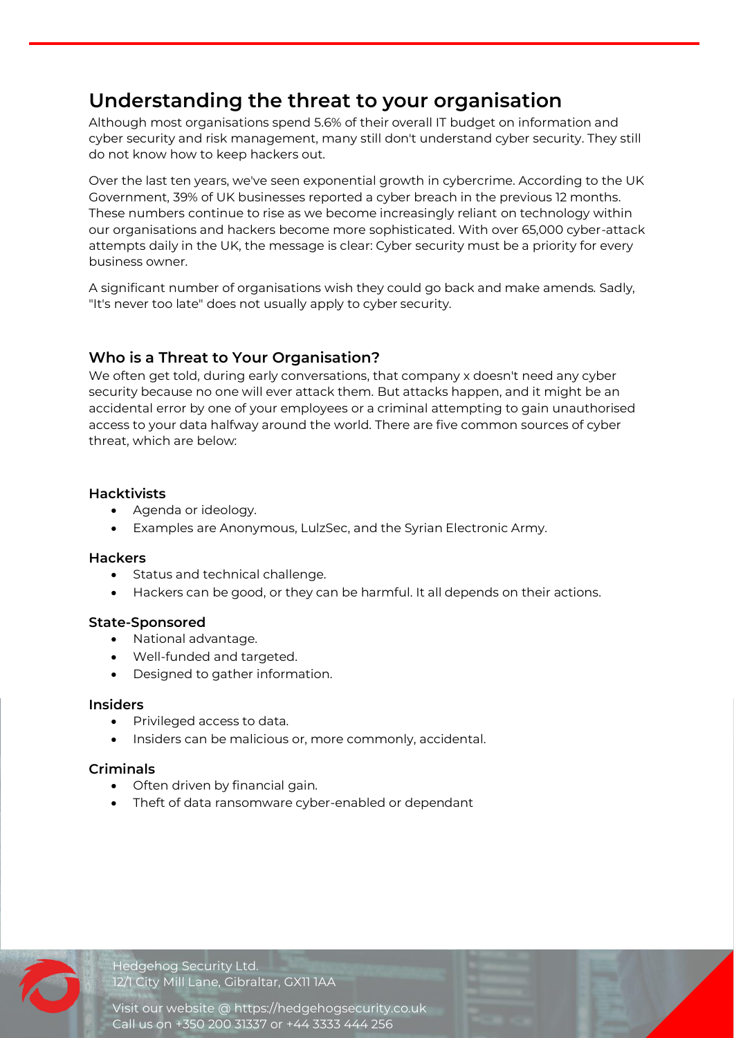# Understanding the threat to your organisation

Although most organisations spend 5.6% of their overall IT budget on information and cyber security and risk management, many still don't understand cyber security. They still do not know how to keep hackers out.

Over the last ten years, we've seen exponential growth in cybercrime. According to the UK Government, 39% of UK businesses reported a cyber breach in the previous 12 months. These numbers continue to rise as we become increasingly reliant on technology within our organisations and hackers become more sophisticated. With over 65,000 cyber-attack attempts daily in the UK, the message is clear: Cyber security must be a priority for every business owner.

A significant number of organisations wish they could go back and make amends. Sadly, "It's never too late" does not usually apply to cyber security.

## Who is a Threat to Your Organisation?

We often get told, during early conversations, that company x doesn't need any cyber security because no one will ever attack them. But attacks happen, and it might be an accidental error by one of your employees or a criminal attempting to gain unauthorised access to your data halfway around the world. There are five common sources of cyber threat, which are below:

### Hacktivists

- Agenda or ideology.
- Examples are Anonymous, LulzSec, and the Syrian Electronic Army.

### Hackers

- Status and technical challenge.
- Hackers can be good, or they can be harmful. It all depends on their actions.

### State-Sponsored

- National advantage.
- Well-funded and targeted.
- Designed to gather information.

### Insiders

- Privileged access to data.
- Insiders can be malicious or, more commonly, accidental.

### Criminals

- Often driven by financial gain.
- Theft of data ransomware cyber-enabled or dependant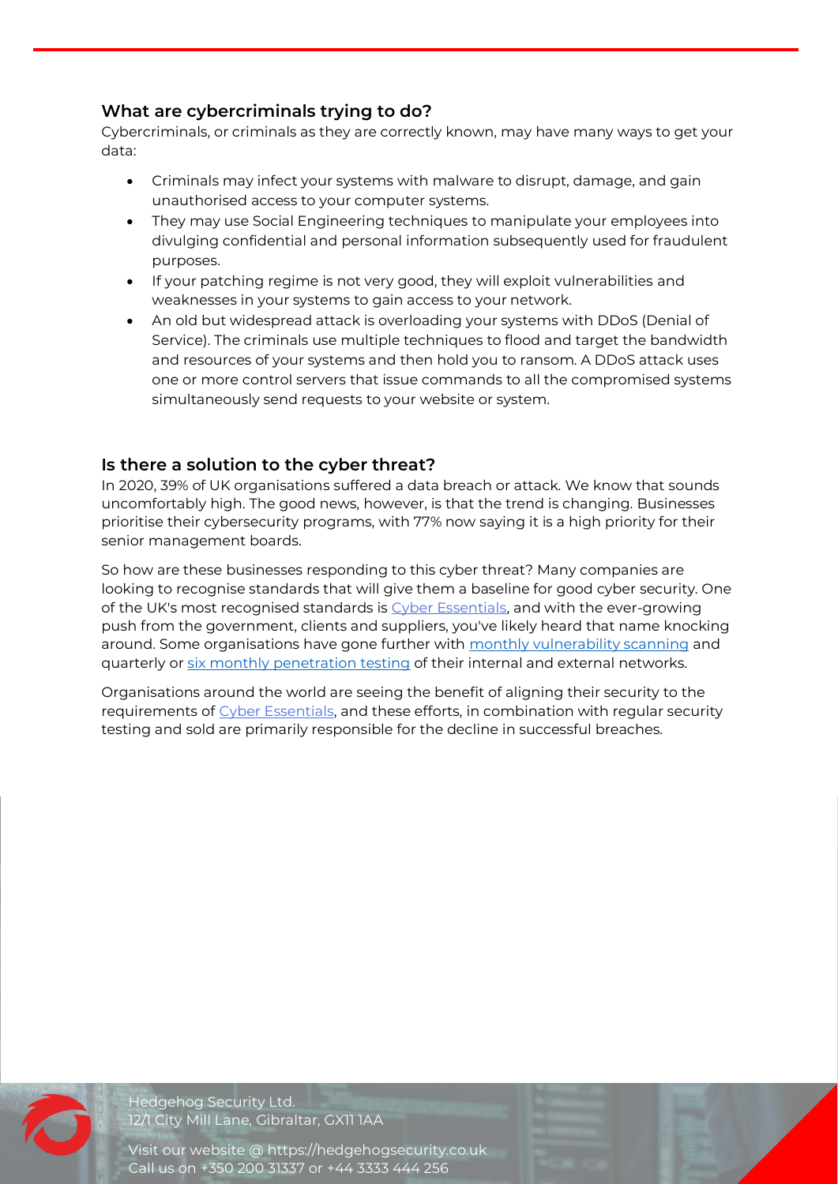## What are cybercriminals trying to do?

Cybercriminals, or criminals as they are correctly known, may have many ways to get your data:

- Criminals may infect your systems with malware to disrupt, damage, and gain unauthorised access to your computer systems.
- They may use Social Engineering techniques to manipulate your employees into divulging confidential and personal information subsequently used for fraudulent purposes.
- If your patching regime is not very good, they will exploit vulnerabilities and weaknesses in your systems to gain access to your network.
- An old but widespread attack is overloading your systems with DDoS (Denial of Service). The criminals use multiple techniques to flood and target the bandwidth and resources of your systems and then hold you to ransom. A DDoS attack uses one or more control servers that issue commands to all the compromised systems simultaneously send requests to your website or system.

## Is there a solution to the cyber threat?

In 2020, 39% of UK organisations suffered a data breach or attack. We know that sounds uncomfortably high. The good news, however, is that the trend is changing. Businesses prioritise their cybersecurity programs, with 77% now saying it is a high priority for their senior management boards.

So how are these businesses responding to this cyber threat? Many companies are looking to recognise standards that will give them a baseline for good cyber security. One of the UK's most recognised standards is [Cyber Essentials], and with the ever-growing push from the government, clients and suppliers, you've likely heard that name knocking around. Some organisations have gone further with [monthly vulnerability scanning] and quarterly or [six monthly penetration testing] of their internal and external networks.

Organisations around the world are seeing the benefit of aligning their security to the requirements of [Cyber Essentials], and these efforts, in combination with regular security testing and sold are primarily responsible for the decline in successful breaches.

Hedgehog Security Ltd.
12/1 City Mill Lane, Gibraltar, GX11 1AA

Visit our website @ https://hedgehogsecurity.co.uk
Call us on +350 200 31337 or +44 3333 444 256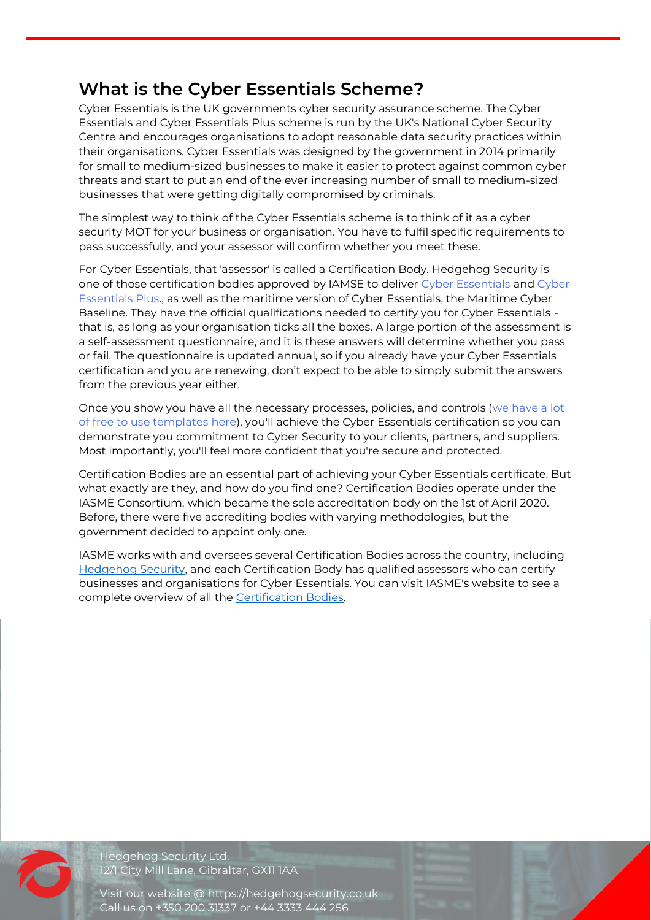## What is the Cyber Essentials Scheme?

Cyber Essentials is the UK governments cyber security assurance scheme. The Cyber Essentials and Cyber Essentials Plus scheme is run by the UK's National Cyber Security Centre and encourages organisations to adopt reasonable data security practices within their organisations. Cyber Essentials was designed by the government in 2014 primarily for small to medium-sized businesses to make it easier to protect against common cyber threats and start to put an end of the ever increasing number of small to medium-sized businesses that were getting digitally compromised by criminals.

The simplest way to think of the Cyber Essentials scheme is to think of it as a cyber security MOT for your business or organisation. You have to fulfil specific requirements to pass successfully, and your assessor will confirm whether you meet these.

For Cyber Essentials, that 'assessor' is called a Certification Body. Hedgehog Security is one of those certification bodies approved by IAMSE to deliver Cyber Essentials and Cyber Essentials Plus., as well as the maritime version of Cyber Essentials, the Maritime Cyber Baseline. They have the official qualifications needed to certify you for Cyber Essentials - that is, as long as your organisation ticks all the boxes. A large portion of the assessment is a self-assessment questionnaire, and it is these answers will determine whether you pass or fail. The questionnaire is updated annual, so if you already have your Cyber Essentials certification and you are renewing, don't expect to be able to simply submit the answers from the previous year either.

Once you show you have all the necessary processes, policies, and controls (we have a lot of free to use templates here), you'll achieve the Cyber Essentials certification so you can demonstrate you commitment to Cyber Security to your clients, partners, and suppliers. Most importantly, you'll feel more confident that you're secure and protected.

Certification Bodies are an essential part of achieving your Cyber Essentials certificate. But what exactly are they, and how do you find one? Certification Bodies operate under the IASME Consortium, which became the sole accreditation body on the 1st of April 2020. Before, there were five accrediting bodies with varying methodologies, but the government decided to appoint only one.

IASME works with and oversees several Certification Bodies across the country, including Hedgehog Security, and each Certification Body has qualified assessors who can certify businesses and organisations for Cyber Essentials. You can visit IASME's website to see a complete overview of all the Certification Bodies.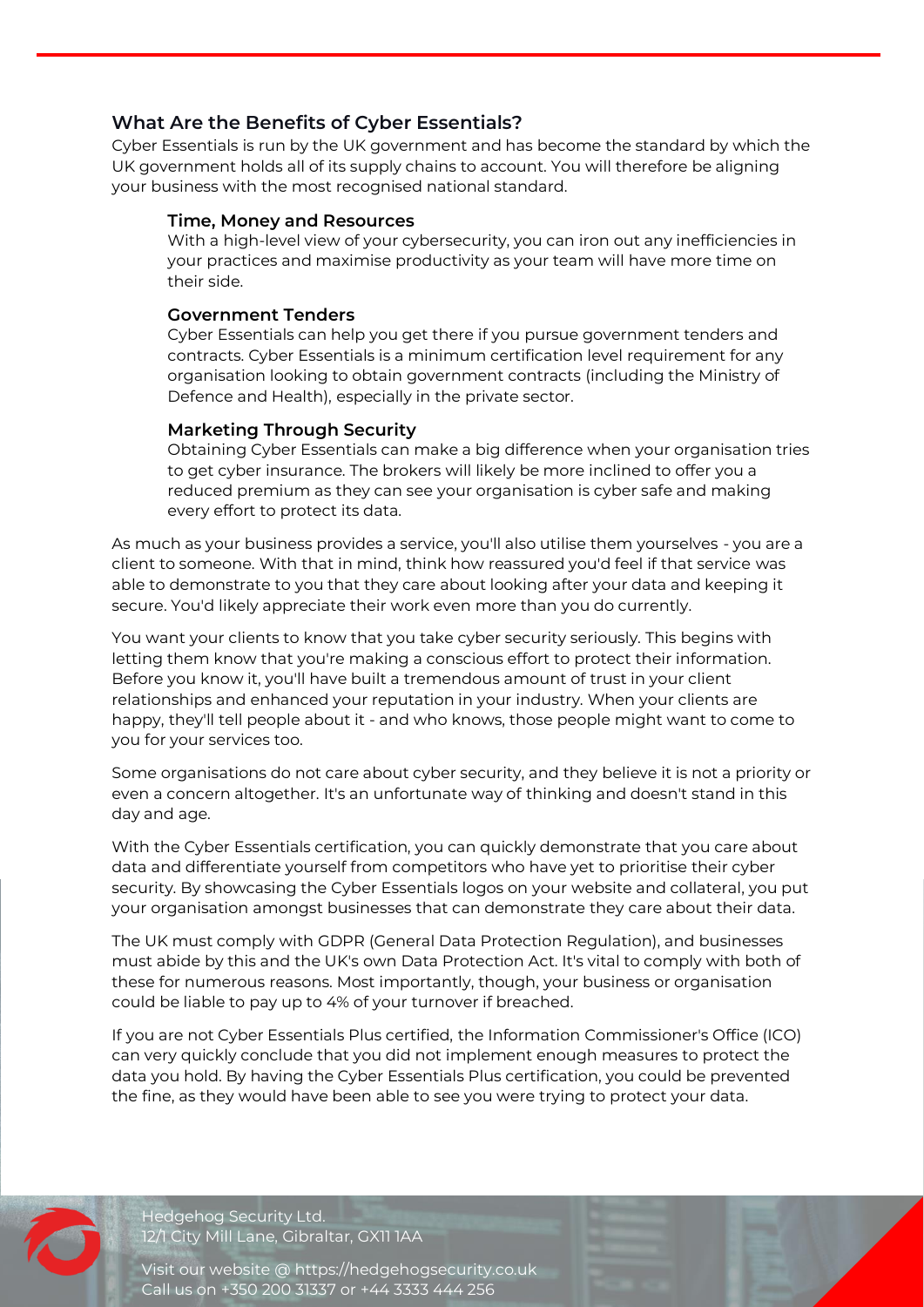## What Are the Benefits of Cyber Essentials?

Cyber Essentials is run by the UK government and has become the standard by which the UK government holds all of its supply chains to account. You will therefore be aligning your business with the most recognised national standard.

### Time, Money and Resources

With a high-level view of your cybersecurity, you can iron out any inefficiencies in your practices and maximise productivity as your team will have more time on their side.

### Government Tenders

Cyber Essentials can help you get there if you pursue government tenders and contracts. Cyber Essentials is a minimum certification level requirement for any organisation looking to obtain government contracts (including the Ministry of Defence and Health), especially in the private sector.

### Marketing Through Security

Obtaining Cyber Essentials can make a big difference when your organisation tries to get cyber insurance. The brokers will likely be more inclined to offer you a reduced premium as they can see your organisation is cyber safe and making every effort to protect its data.

As much as your business provides a service, you'll also utilise them yourselves - you are a client to someone. With that in mind, think how reassured you'd feel if that service was able to demonstrate to you that they care about looking after your data and keeping it secure. You'd likely appreciate their work even more than you do currently.

You want your clients to know that you take cyber security seriously. This begins with letting them know that you're making a conscious effort to protect their information. Before you know it, you'll have built a tremendous amount of trust in your client relationships and enhanced your reputation in your industry. When your clients are happy, they'll tell people about it - and who knows, those people might want to come to you for your services too.

Some organisations do not care about cyber security, and they believe it is not a priority or even a concern altogether. It's an unfortunate way of thinking and doesn't stand in this day and age.

With the Cyber Essentials certification, you can quickly demonstrate that you care about data and differentiate yourself from competitors who have yet to prioritise their cyber security. By showcasing the Cyber Essentials logos on your website and collateral, you put your organisation amongst businesses that can demonstrate they care about their data.

The UK must comply with GDPR (General Data Protection Regulation), and businesses must abide by this and the UK's own Data Protection Act. It's vital to comply with both of these for numerous reasons. Most importantly, though, your business or organisation could be liable to pay up to 4% of your turnover if breached.

If you are not Cyber Essentials Plus certified, the Information Commissioner's Office (ICO) can very quickly conclude that you did not implement enough measures to protect the data you hold. By having the Cyber Essentials Plus certification, you could be prevented the fine, as they would have been able to see you were trying to protect your data.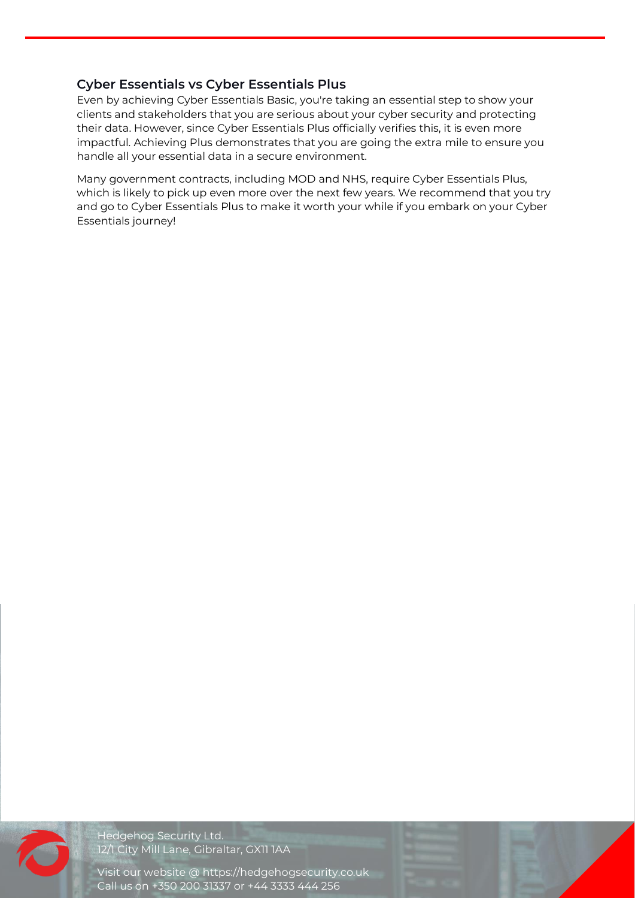### Cyber Essentials vs Cyber Essentials Plus

Even by achieving Cyber Essentials Basic, you're taking an essential step to show your clients and stakeholders that you are serious about your cyber security and protecting their data. However, since Cyber Essentials Plus officially verifies this, it is even more impactful. Achieving Plus demonstrates that you are going the extra mile to ensure you handle all your essential data in a secure environment.

Many government contracts, including MOD and NHS, require Cyber Essentials Plus, which is likely to pick up even more over the next few years. We recommend that you try and go to Cyber Essentials Plus to make it worth your while if you embark on your Cyber Essentials journey!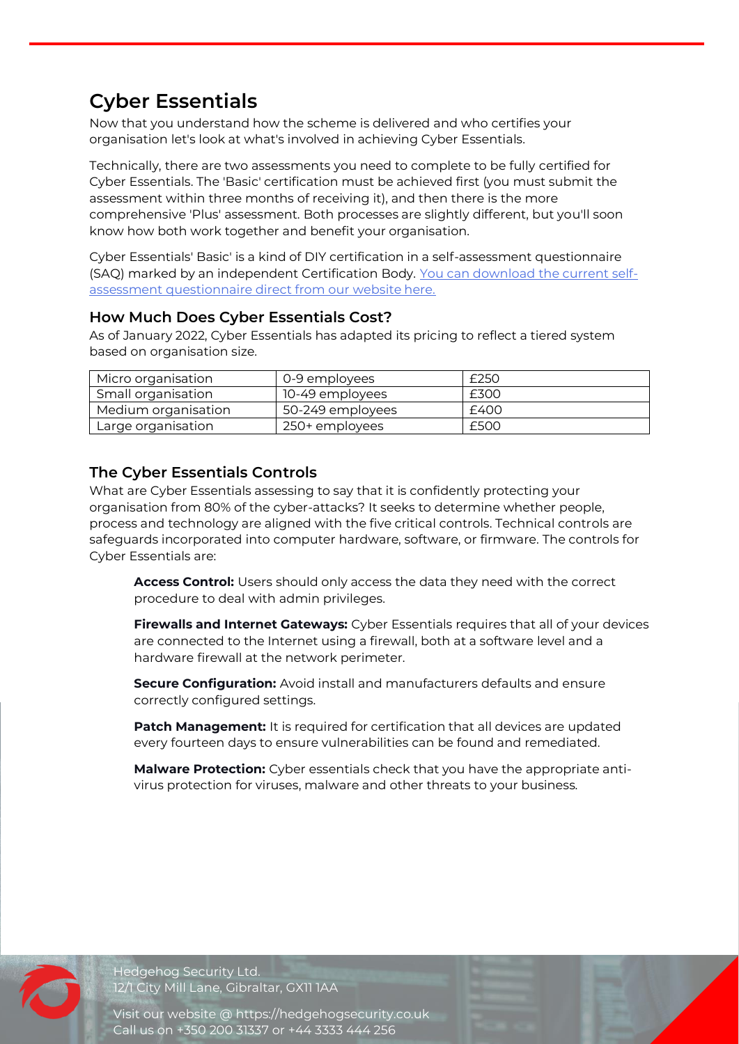# Cyber Essentials

Now that you understand how the scheme is delivered and who certifies your organisation let's look at what's involved in achieving Cyber Essentials.

Technically, there are two assessments you need to complete to be fully certified for Cyber Essentials. The 'Basic' certification must be achieved first (you must submit the assessment within three months of receiving it), and then there is the more comprehensive 'Plus' assessment. Both processes are slightly different, but you'll soon know how both work together and benefit your organisation.

Cyber Essentials' Basic' is a kind of DIY certification in a self-assessment questionnaire (SAQ) marked by an independent Certification Body. You can download the current self-assessment questionnaire direct from our website here.

## How Much Does Cyber Essentials Cost?

As of January 2022, Cyber Essentials has adapted its pricing to reflect a tiered system based on organisation size.

| | | |
|---|---|---|
| Micro organisation | 0-9 employees | £250 |
| Small organisation | 10-49 employees | £300 |
| Medium organisation | 50-249 employees | £400 |
| Large organisation | 250+ employees | £500 |

## The Cyber Essentials Controls

What are Cyber Essentials assessing to say that it is confidently protecting your organisation from 80% of the cyber-attacks? It seeks to determine whether people, process and technology are aligned with the five critical controls. Technical controls are safeguards incorporated into computer hardware, software, or firmware. The controls for Cyber Essentials are:

**Access Control:** Users should only access the data they need with the correct procedure to deal with admin privileges.

**Firewalls and Internet Gateways:** Cyber Essentials requires that all of your devices are connected to the Internet using a firewall, both at a software level and a hardware firewall at the network perimeter.

**Secure Configuration:** Avoid install and manufacturers defaults and ensure correctly configured settings.

**Patch Management:** It is required for certification that all devices are updated every fourteen days to ensure vulnerabilities can be found and remediated.

**Malware Protection:** Cyber essentials check that you have the appropriate anti-virus protection for viruses, malware and other threats to your business.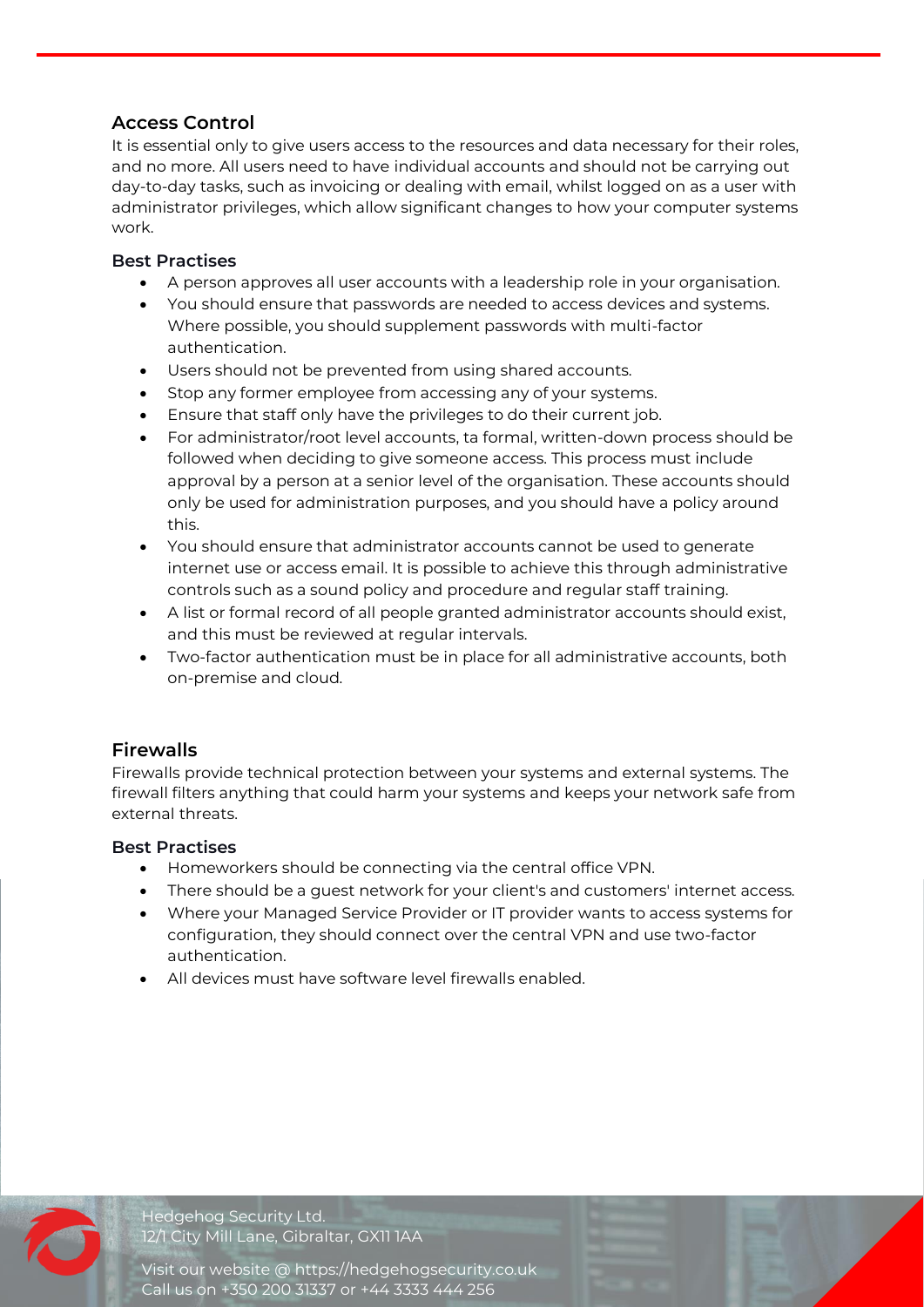## Access Control

It is essential only to give users access to the resources and data necessary for their roles, and no more. All users need to have individual accounts and should not be carrying out day-to-day tasks, such as invoicing or dealing with email, whilst logged on as a user with administrator privileges, which allow significant changes to how your computer systems work.

### Best Practises

- A person approves all user accounts with a leadership role in your organisation.
- You should ensure that passwords are needed to access devices and systems. Where possible, you should supplement passwords with multi-factor authentication.
- Users should not be prevented from using shared accounts.
- Stop any former employee from accessing any of your systems.
- Ensure that staff only have the privileges to do their current job.
- For administrator/root level accounts, ta formal, written-down process should be followed when deciding to give someone access. This process must include approval by a person at a senior level of the organisation. These accounts should only be used for administration purposes, and you should have a policy around this.
- You should ensure that administrator accounts cannot be used to generate internet use or access email. It is possible to achieve this through administrative controls such as a sound policy and procedure and regular staff training.
- A list or formal record of all people granted administrator accounts should exist, and this must be reviewed at regular intervals.
- Two-factor authentication must be in place for all administrative accounts, both on-premise and cloud.

## Firewalls

Firewalls provide technical protection between your systems and external systems. The firewall filters anything that could harm your systems and keeps your network safe from external threats.

### Best Practises

- Homeworkers should be connecting via the central office VPN.
- There should be a guest network for your client's and customers' internet access.
- Where your Managed Service Provider or IT provider wants to access systems for configuration, they should connect over the central VPN and use two-factor authentication.
- All devices must have software level firewalls enabled.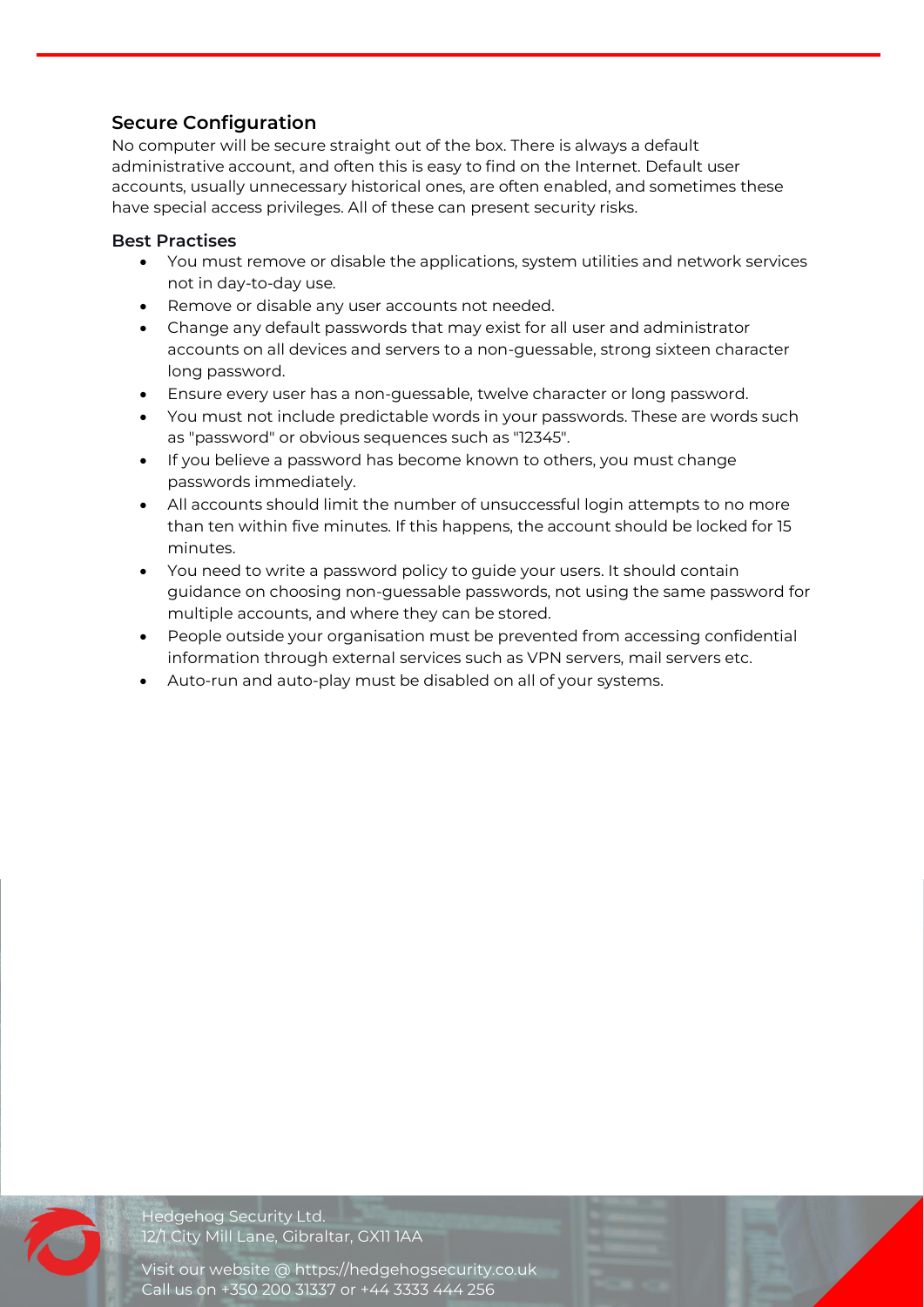## Secure Configuration

No computer will be secure straight out of the box. There is always a default administrative account, and often this is easy to find on the Internet. Default user accounts, usually unnecessary historical ones, are often enabled, and sometimes these have special access privileges. All of these can present security risks.

### Best Practises

- You must remove or disable the applications, system utilities and network services not in day-to-day use.
- Remove or disable any user accounts not needed.
- Change any default passwords that may exist for all user and administrator accounts on all devices and servers to a non-guessable, strong sixteen character long password.
- Ensure every user has a non-guessable, twelve character or long password.
- You must not include predictable words in your passwords. These are words such as "password" or obvious sequences such as "12345".
- If you believe a password has become known to others, you must change passwords immediately.
- All accounts should limit the number of unsuccessful login attempts to no more than ten within five minutes. If this happens, the account should be locked for 15 minutes.
- You need to write a password policy to guide your users. It should contain guidance on choosing non-guessable passwords, not using the same password for multiple accounts, and where they can be stored.
- People outside your organisation must be prevented from accessing confidential information through external services such as VPN servers, mail servers etc.
- Auto-run and auto-play must be disabled on all of your systems.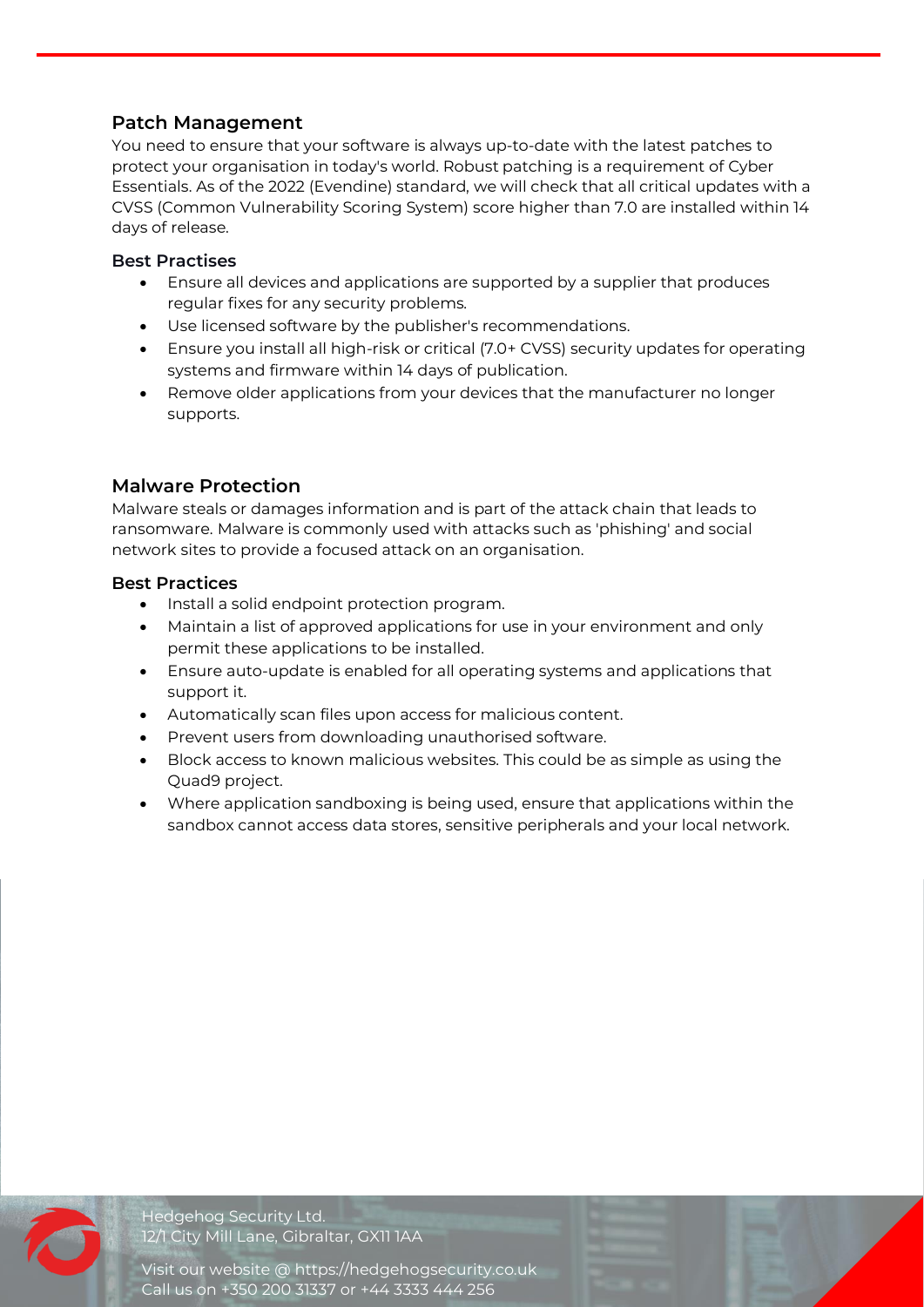## Patch Management

You need to ensure that your software is always up-to-date with the latest patches to protect your organisation in today's world. Robust patching is a requirement of Cyber Essentials. As of the 2022 (Evendine) standard, we will check that all critical updates with a CVSS (Common Vulnerability Scoring System) score higher than 7.0 are installed within 14 days of release.

### Best Practises

- Ensure all devices and applications are supported by a supplier that produces regular fixes for any security problems.
- Use licensed software by the publisher's recommendations.
- Ensure you install all high-risk or critical (7.0+ CVSS) security updates for operating systems and firmware within 14 days of publication.
- Remove older applications from your devices that the manufacturer no longer supports.

## Malware Protection

Malware steals or damages information and is part of the attack chain that leads to ransomware. Malware is commonly used with attacks such as 'phishing' and social network sites to provide a focused attack on an organisation.

### Best Practices

- Install a solid endpoint protection program.
- Maintain a list of approved applications for use in your environment and only permit these applications to be installed.
- Ensure auto-update is enabled for all operating systems and applications that support it.
- Automatically scan files upon access for malicious content.
- Prevent users from downloading unauthorised software.
- Block access to known malicious websites. This could be as simple as using the Quad9 project.
- Where application sandboxing is being used, ensure that applications within the sandbox cannot access data stores, sensitive peripherals and your local network.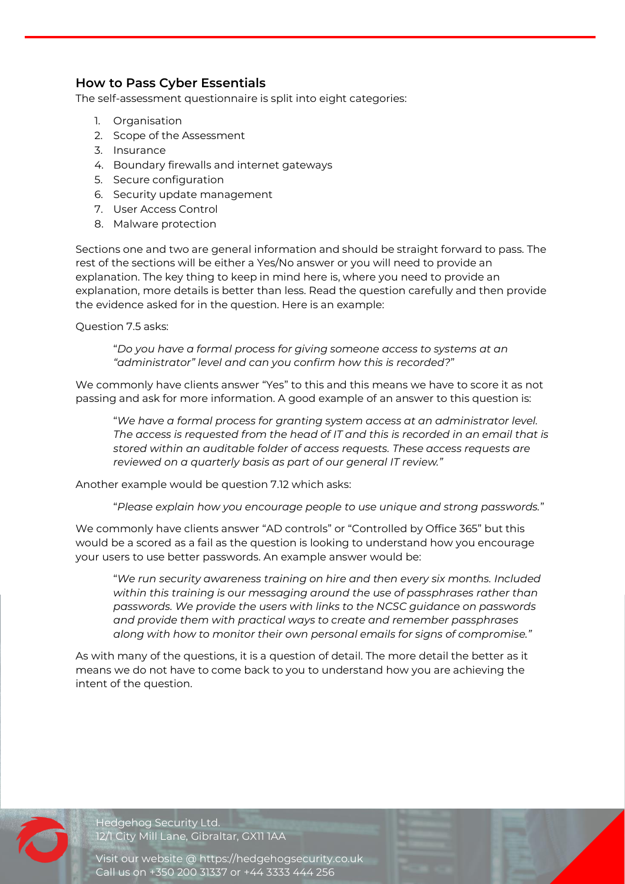## How to Pass Cyber Essentials

The self-assessment questionnaire is split into eight categories:

1. Organisation
2. Scope of the Assessment
3. Insurance
4. Boundary firewalls and internet gateways
5. Secure configuration
6. Security update management
7. User Access Control
8. Malware protection

Sections one and two are general information and should be straight forward to pass. The rest of the sections will be either a Yes/No answer or you will need to provide an explanation. The key thing to keep in mind here is, where you need to provide an explanation, more details is better than less. Read the question carefully and then provide the evidence asked for in the question. Here is an example:

Question 7.5 asks:

> "*Do you have a formal process for giving someone access to systems at an "administrator" level and can you confirm how this is recorded?*"

We commonly have clients answer "Yes" to this and this means we have to score it as not passing and ask for more information. A good example of an answer to this question is:

> "*We have a formal process for granting system access at an administrator level. The access is requested from the head of IT and this is recorded in an email that is stored within an auditable folder of access requests. These access requests are reviewed on a quarterly basis as part of our general IT review.*"

Another example would be question 7.12 which asks:

> "*Please explain how you encourage people to use unique and strong passwords.*"

We commonly have clients answer "AD controls" or "Controlled by Office 365" but this would be a scored as a fail as the question is looking to understand how you encourage your users to use better passwords. An example answer would be:

> "*We run security awareness training on hire and then every six months. Included within this training is our messaging around the use of passphrases rather than passwords. We provide the users with links to the NCSC guidance on passwords and provide them with practical ways to create and remember passphrases along with how to monitor their own personal emails for signs of compromise.*"

As with many of the questions, it is a question of detail. The more detail the better as it means we do not have to come back to you to understand how you are achieving the intent of the question.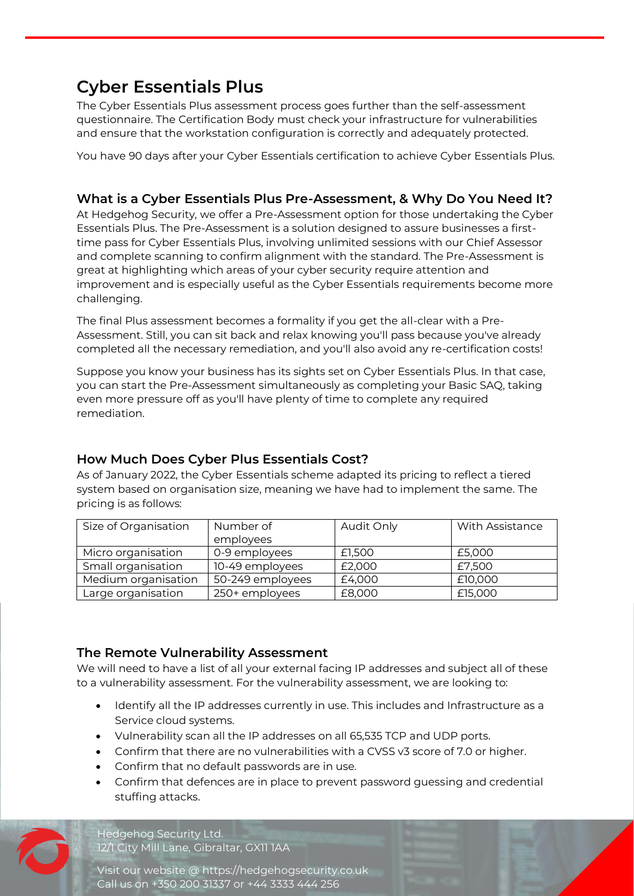# Cyber Essentials Plus

The Cyber Essentials Plus assessment process goes further than the self-assessment questionnaire. The Certification Body must check your infrastructure for vulnerabilities and ensure that the workstation configuration is correctly and adequately protected.

You have 90 days after your Cyber Essentials certification to achieve Cyber Essentials Plus.

## What is a Cyber Essentials Plus Pre-Assessment, & Why Do You Need It?

At Hedgehog Security, we offer a Pre-Assessment option for those undertaking the Cyber Essentials Plus. The Pre-Assessment is a solution designed to assure businesses a first-time pass for Cyber Essentials Plus, involving unlimited sessions with our Chief Assessor and complete scanning to confirm alignment with the standard. The Pre-Assessment is great at highlighting which areas of your cyber security require attention and improvement and is especially useful as the Cyber Essentials requirements become more challenging.

The final Plus assessment becomes a formality if you get the all-clear with a Pre-Assessment. Still, you can sit back and relax knowing you'll pass because you've already completed all the necessary remediation, and you'll also avoid any re-certification costs!

Suppose you know your business has its sights set on Cyber Essentials Plus. In that case, you can start the Pre-Assessment simultaneously as completing your Basic SAQ, taking even more pressure off as you'll have plenty of time to complete any required remediation.

## How Much Does Cyber Plus Essentials Cost?

As of January 2022, the Cyber Essentials scheme adapted its pricing to reflect a tiered system based on organisation size, meaning we have had to implement the same. The pricing is as follows:

| Size of Organisation | Number of employees | Audit Only | With Assistance |
|---|---|---|---|
| Micro organisation | 0-9 employees | £1,500 | £5,000 |
| Small organisation | 10-49 employees | £2,000 | £7,500 |
| Medium organisation | 50-249 employees | £4,000 | £10,000 |
| Large organisation | 250+ employees | £8,000 | £15,000 |

## The Remote Vulnerability Assessment

We will need to have a list of all your external facing IP addresses and subject all of these to a vulnerability assessment. For the vulnerability assessment, we are looking to:

- Identify all the IP addresses currently in use. This includes and Infrastructure as a Service cloud systems.
- Vulnerability scan all the IP addresses on all 65,535 TCP and UDP ports.
- Confirm that there are no vulnerabilities with a CVSS v3 score of 7.0 or higher.
- Confirm that no default passwords are in use.
- Confirm that defences are in place to prevent password guessing and credential stuffing attacks.

Hedgehog Security Ltd.
12/1 City Mill Lane, Gibraltar, GX11 1AA

Visit our website @ https://hedgehogsecurity.co.uk
Call us on +350 200 31337 or +44 3333 444 256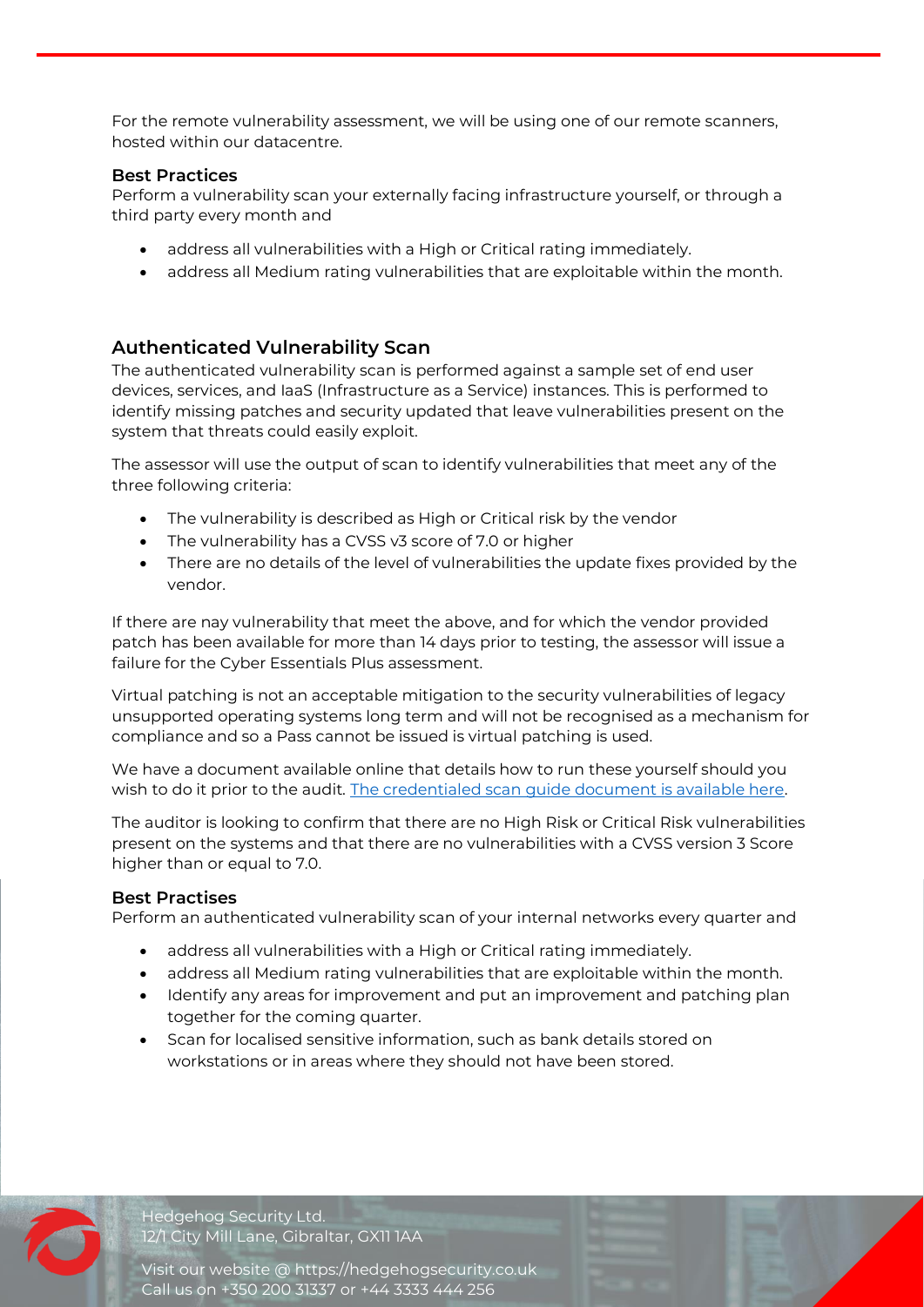For the remote vulnerability assessment, we will be using one of our remote scanners, hosted within our datacentre.

**Best Practices**

Perform a vulnerability scan your externally facing infrastructure yourself, or through a third party every month and

- address all vulnerabilities with a High or Critical rating immediately.
- address all Medium rating vulnerabilities that are exploitable within the month.

## Authenticated Vulnerability Scan

The authenticated vulnerability scan is performed against a sample set of end user devices, services, and IaaS (Infrastructure as a Service) instances. This is performed to identify missing patches and security updated that leave vulnerabilities present on the system that threats could easily exploit.

The assessor will use the output of scan to identify vulnerabilities that meet any of the three following criteria:

- The vulnerability is described as High or Critical risk by the vendor
- The vulnerability has a CVSS v3 score of 7.0 or higher
- There are no details of the level of vulnerabilities the update fixes provided by the vendor.

If there are nay vulnerability that meet the above, and for which the vendor provided patch has been available for more than 14 days prior to testing, the assessor will issue a failure for the Cyber Essentials Plus assessment.

Virtual patching is not an acceptable mitigation to the security vulnerabilities of legacy unsupported operating systems long term and will not be recognised as a mechanism for compliance and so a Pass cannot be issued is virtual patching is used.

We have a document available online that details how to run these yourself should you wish to do it prior to the audit. [The credentialed scan guide document is available here](#).

The auditor is looking to confirm that there are no High Risk or Critical Risk vulnerabilities present on the systems and that there are no vulnerabilities with a CVSS version 3 Score higher than or equal to 7.0.

**Best Practises**

Perform an authenticated vulnerability scan of your internal networks every quarter and

- address all vulnerabilities with a High or Critical rating immediately.
- address all Medium rating vulnerabilities that are exploitable within the month.
- Identify any areas for improvement and put an improvement and patching plan together for the coming quarter.
- Scan for localised sensitive information, such as bank details stored on workstations or in areas where they should not have been stored.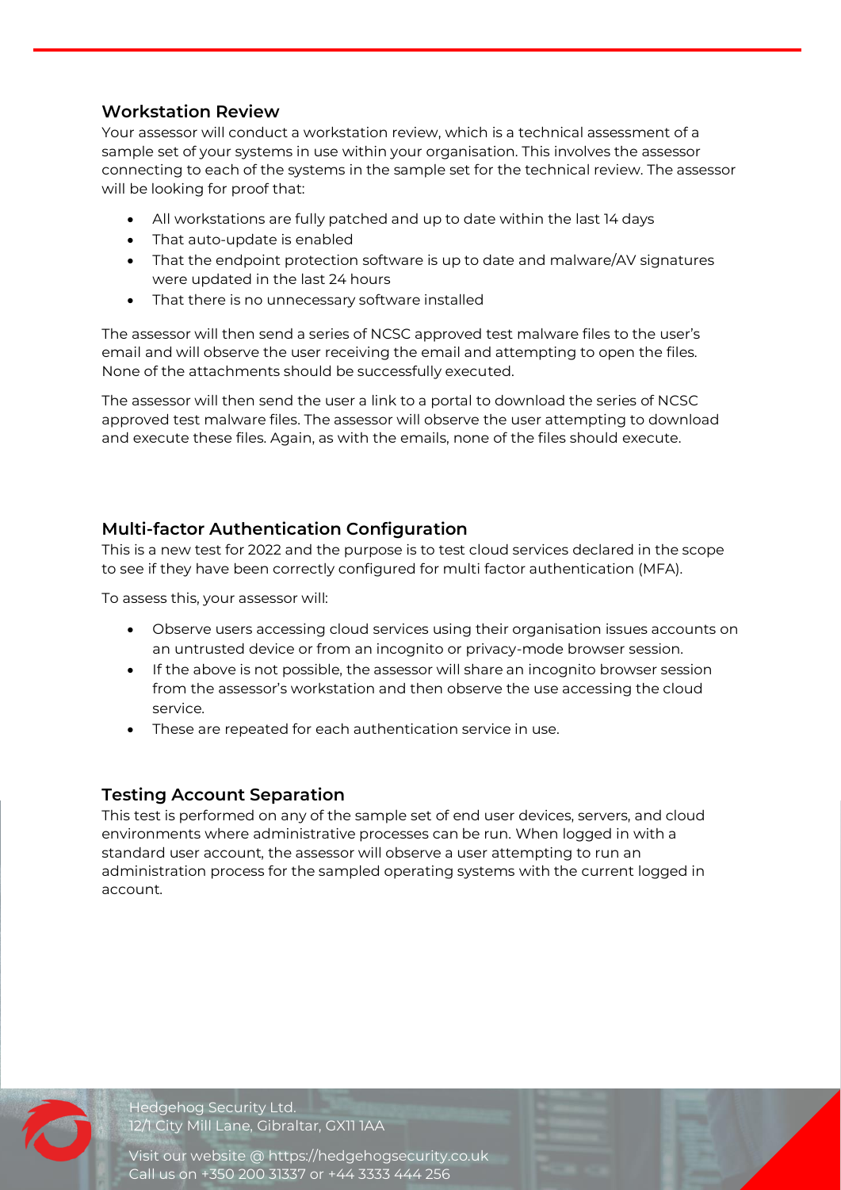## Workstation Review

Your assessor will conduct a workstation review, which is a technical assessment of a sample set of your systems in use within your organisation. This involves the assessor connecting to each of the systems in the sample set for the technical review. The assessor will be looking for proof that:

- All workstations are fully patched and up to date within the last 14 days
- That auto-update is enabled
- That the endpoint protection software is up to date and malware/AV signatures were updated in the last 24 hours
- That there is no unnecessary software installed

The assessor will then send a series of NCSC approved test malware files to the user's email and will observe the user receiving the email and attempting to open the files. None of the attachments should be successfully executed.

The assessor will then send the user a link to a portal to download the series of NCSC approved test malware files. The assessor will observe the user attempting to download and execute these files. Again, as with the emails, none of the files should execute.

## Multi-factor Authentication Configuration

This is a new test for 2022 and the purpose is to test cloud services declared in the scope to see if they have been correctly configured for multi factor authentication (MFA).

To assess this, your assessor will:

- Observe users accessing cloud services using their organisation issues accounts on an untrusted device or from an incognito or privacy-mode browser session.
- If the above is not possible, the assessor will share an incognito browser session from the assessor's workstation and then observe the use accessing the cloud service.
- These are repeated for each authentication service in use.

## Testing Account Separation

This test is performed on any of the sample set of end user devices, servers, and cloud environments where administrative processes can be run. When logged in with a standard user account, the assessor will observe a user attempting to run an administration process for the sampled operating systems with the current logged in account.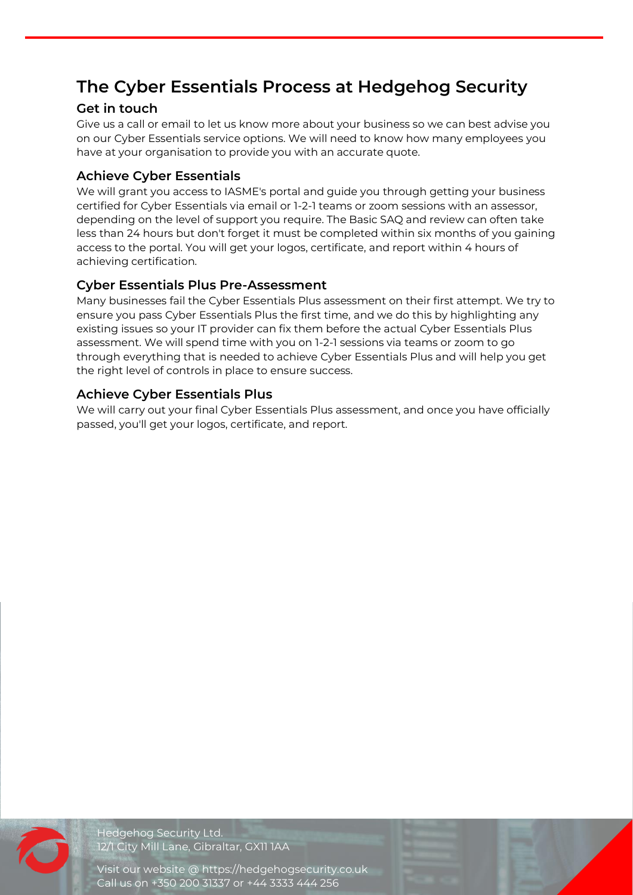# The Cyber Essentials Process at Hedgehog Security

## Get in touch

Give us a call or email to let us know more about your business so we can best advise you on our Cyber Essentials service options. We will need to know how many employees you have at your organisation to provide you with an accurate quote.

## Achieve Cyber Essentials

We will grant you access to IASME's portal and guide you through getting your business certified for Cyber Essentials via email or 1-2-1 teams or zoom sessions with an assessor, depending on the level of support you require. The Basic SAQ and review can often take less than 24 hours but don't forget it must be completed within six months of you gaining access to the portal. You will get your logos, certificate, and report within 4 hours of achieving certification.

## Cyber Essentials Plus Pre-Assessment

Many businesses fail the Cyber Essentials Plus assessment on their first attempt. We try to ensure you pass Cyber Essentials Plus the first time, and we do this by highlighting any existing issues so your IT provider can fix them before the actual Cyber Essentials Plus assessment. We will spend time with you on 1-2-1 sessions via teams or zoom to go through everything that is needed to achieve Cyber Essentials Plus and will help you get the right level of controls in place to ensure success.

## Achieve Cyber Essentials Plus

We will carry out your final Cyber Essentials Plus assessment, and once you have officially passed, you'll get your logos, certificate, and report.

Hedgehog Security Ltd.
12/1 City Mill Lane, Gibraltar, GX11 1AA

Visit our website @ https://hedgehogsecurity.co.uk
Call us on +350 200 31337 or +44 3333 444 256